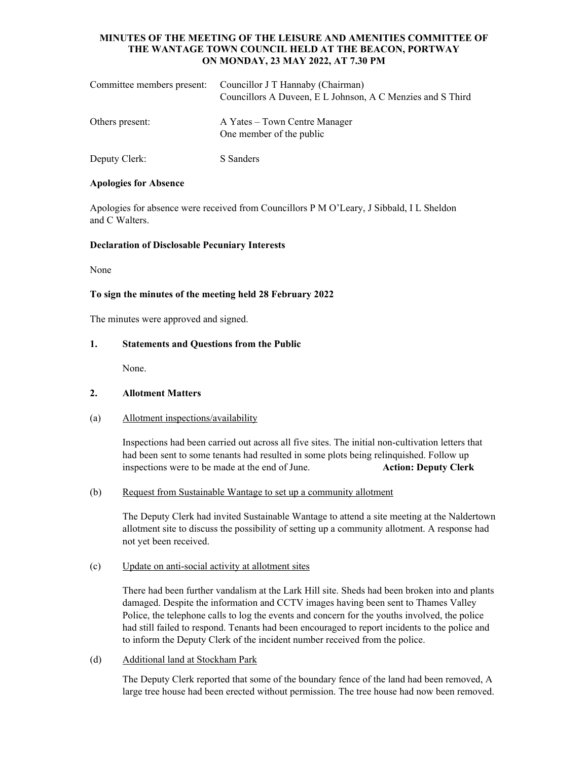# MINUTES OF THE MEETING OF THE LEISURE AND AMENITIES COMMITTEE OF THE WANTAGE TOWN COUNCIL HELD AT THE BEACON, PORTWAY ON MONDAY, 23 MAY 2022, AT 7.30 PM

| | |
|---|---|
| Committee members present: | Councillor J T Hannaby (Chairman)<br>Councillors A Duveen, E L Johnson, A C Menzies and S Third |
| Others present: | A Yates – Town Centre Manager<br>One member of the public |
| Deputy Clerk: | S Sanders |

**Apologies for Absence**

Apologies for absence were received from Councillors P M O'Leary, J Sibbald, I L Sheldon and C Walters.

**Declaration of Disclosable Pecuniary Interests**

None

**To sign the minutes of the meeting held 28 February 2022**

The minutes were approved and signed.

**1. Statements and Questions from the Public**

None.

**2. Allotment Matters**

(a) Allotment inspections/availability

Inspections had been carried out across all five sites. The initial non-cultivation letters that had been sent to some tenants had resulted in some plots being relinquished. Follow up inspections were to be made at the end of June. **Action: Deputy Clerk**

(b) Request from Sustainable Wantage to set up a community allotment

The Deputy Clerk had invited Sustainable Wantage to attend a site meeting at the Naldertown allotment site to discuss the possibility of setting up a community allotment. A response had not yet been received.

(c) Update on anti-social activity at allotment sites

There had been further vandalism at the Lark Hill site. Sheds had been broken into and plants damaged. Despite the information and CCTV images having been sent to Thames Valley Police, the telephone calls to log the events and concern for the youths involved, the police had still failed to respond. Tenants had been encouraged to report incidents to the police and to inform the Deputy Clerk of the incident number received from the police.

(d) Additional land at Stockham Park

The Deputy Clerk reported that some of the boundary fence of the land had been removed, A large tree house had been erected without permission. The tree house had now been removed.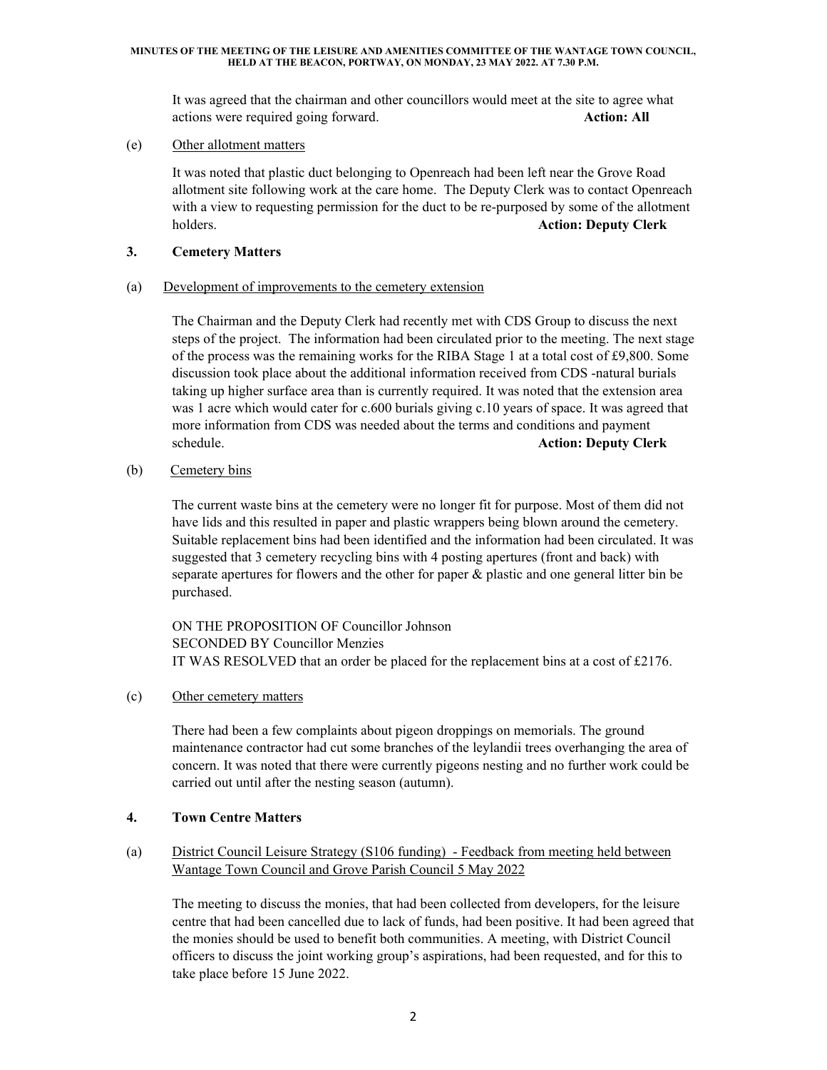It was agreed that the chairman and other councillors would meet at the site to agree what actions were required going forward. **Action: All**

(e) Other allotment matters

It was noted that plastic duct belonging to Openreach had been left near the Grove Road allotment site following work at the care home. The Deputy Clerk was to contact Openreach with a view to requesting permission for the duct to be re-purposed by some of the allotment holders. **Action: Deputy Clerk**

## 3. Cemetery Matters

(a) Development of improvements to the cemetery extension

The Chairman and the Deputy Clerk had recently met with CDS Group to discuss the next steps of the project. The information had been circulated prior to the meeting. The next stage of the process was the remaining works for the RIBA Stage 1 at a total cost of £9,800. Some discussion took place about the additional information received from CDS -natural burials taking up higher surface area than is currently required. It was noted that the extension area was 1 acre which would cater for c.600 burials giving c.10 years of space. It was agreed that more information from CDS was needed about the terms and conditions and payment schedule. **Action: Deputy Clerk**

(b) Cemetery bins

The current waste bins at the cemetery were no longer fit for purpose. Most of them did not have lids and this resulted in paper and plastic wrappers being blown around the cemetery. Suitable replacement bins had been identified and the information had been circulated. It was suggested that 3 cemetery recycling bins with 4 posting apertures (front and back) with separate apertures for flowers and the other for paper & plastic and one general litter bin be purchased.

ON THE PROPOSITION OF Councillor Johnson
SECONDED BY Councillor Menzies
IT WAS RESOLVED that an order be placed for the replacement bins at a cost of £2176.

(c) Other cemetery matters

There had been a few complaints about pigeon droppings on memorials. The ground maintenance contractor had cut some branches of the leylandii trees overhanging the area of concern. It was noted that there were currently pigeons nesting and no further work could be carried out until after the nesting season (autumn).

## 4. Town Centre Matters

(a) District Council Leisure Strategy (S106 funding) - Feedback from meeting held between Wantage Town Council and Grove Parish Council 5 May 2022

The meeting to discuss the monies, that had been collected from developers, for the leisure centre that had been cancelled due to lack of funds, had been positive. It had been agreed that the monies should be used to benefit both communities. A meeting, with District Council officers to discuss the joint working group's aspirations, had been requested, and for this to take place before 15 June 2022.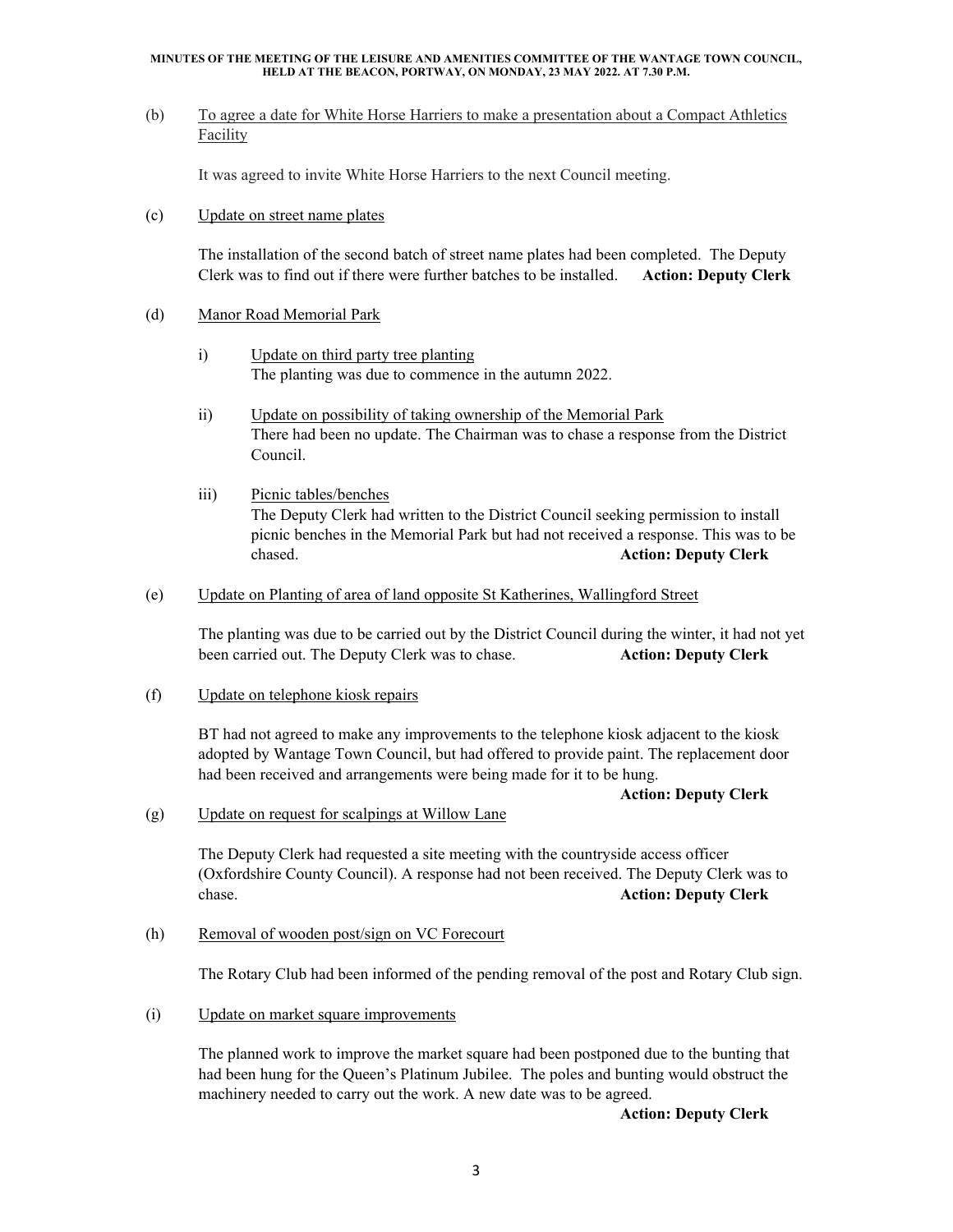(b) To agree a date for White Horse Harriers to make a presentation about a Compact Athletics Facility

It was agreed to invite White Horse Harriers to the next Council meeting.

(c) Update on street name plates

The installation of the second batch of street name plates had been completed. The Deputy Clerk was to find out if there were further batches to be installed. **Action: Deputy Clerk**

(d) Manor Road Memorial Park

i) Update on third party tree planting
The planting was due to commence in the autumn 2022.

ii) Update on possibility of taking ownership of the Memorial Park
There had been no update. The Chairman was to chase a response from the District Council.

iii) Picnic tables/benches
The Deputy Clerk had written to the District Council seeking permission to install picnic benches in the Memorial Park but had not received a response. This was to be chased. **Action: Deputy Clerk**

(e) Update on Planting of area of land opposite St Katherines, Wallingford Street

The planting was due to be carried out by the District Council during the winter, it had not yet been carried out. The Deputy Clerk was to chase. **Action: Deputy Clerk**

(f) Update on telephone kiosk repairs

BT had not agreed to make any improvements to the telephone kiosk adjacent to the kiosk adopted by Wantage Town Council, but had offered to provide paint. The replacement door had been received and arrangements were being made for it to be hung.

**Action: Deputy Clerk**

(g) Update on request for scalpings at Willow Lane

The Deputy Clerk had requested a site meeting with the countryside access officer (Oxfordshire County Council). A response had not been received. The Deputy Clerk was to chase. **Action: Deputy Clerk**

(h) Removal of wooden post/sign on VC Forecourt

The Rotary Club had been informed of the pending removal of the post and Rotary Club sign.

(i) Update on market square improvements

The planned work to improve the market square had been postponed due to the bunting that had been hung for the Queen's Platinum Jubilee. The poles and bunting would obstruct the machinery needed to carry out the work. A new date was to be agreed.

**Action: Deputy Clerk**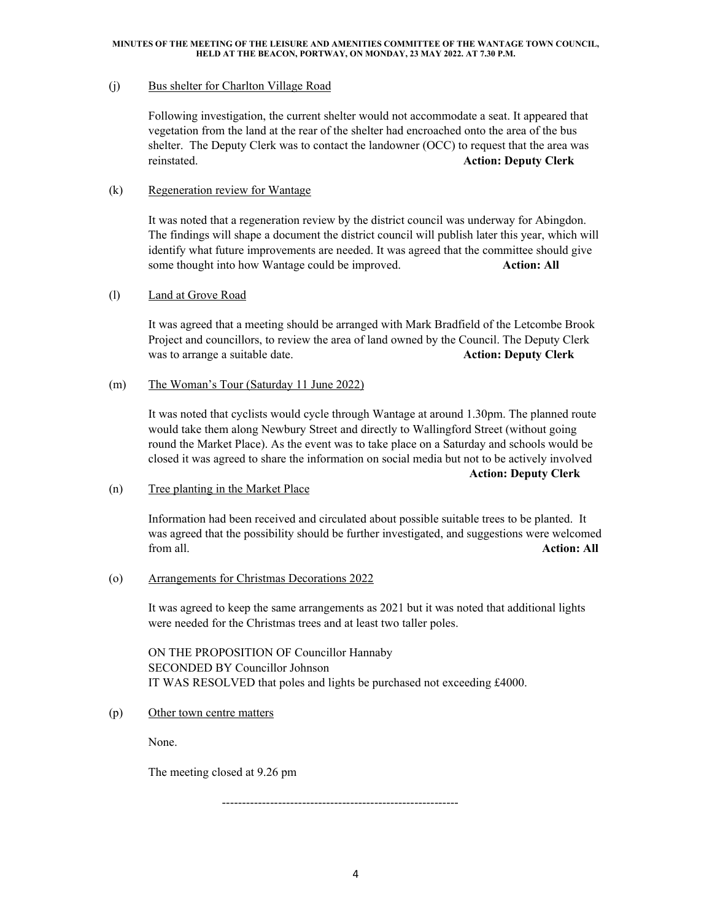(j) Bus shelter for Charlton Village Road

Following investigation, the current shelter would not accommodate a seat. It appeared that vegetation from the land at the rear of the shelter had encroached onto the area of the bus shelter. The Deputy Clerk was to contact the landowner (OCC) to request that the area was reinstated. **Action: Deputy Clerk**

(k) Regeneration review for Wantage

It was noted that a regeneration review by the district council was underway for Abingdon. The findings will shape a document the district council will publish later this year, which will identify what future improvements are needed. It was agreed that the committee should give some thought into how Wantage could be improved. **Action: All**

(l) Land at Grove Road

It was agreed that a meeting should be arranged with Mark Bradfield of the Letcombe Brook Project and councillors, to review the area of land owned by the Council. The Deputy Clerk was to arrange a suitable date. **Action: Deputy Clerk**

(m) The Woman's Tour (Saturday 11 June 2022)

It was noted that cyclists would cycle through Wantage at around 1.30pm. The planned route would take them along Newbury Street and directly to Wallingford Street (without going round the Market Place). As the event was to take place on a Saturday and schools would be closed it was agreed to share the information on social media but not to be actively involved **Action: Deputy Clerk**

(n) Tree planting in the Market Place

Information had been received and circulated about possible suitable trees to be planted. It was agreed that the possibility should be further investigated, and suggestions were welcomed from all. **Action: All**

(o) Arrangements for Christmas Decorations 2022

It was agreed to keep the same arrangements as 2021 but it was noted that additional lights were needed for the Christmas trees and at least two taller poles.

ON THE PROPOSITION OF Councillor Hannaby
SECONDED BY Councillor Johnson
IT WAS RESOLVED that poles and lights be purchased not exceeding £4000.

(p) Other town centre matters

None.

The meeting closed at 9.26 pm

---